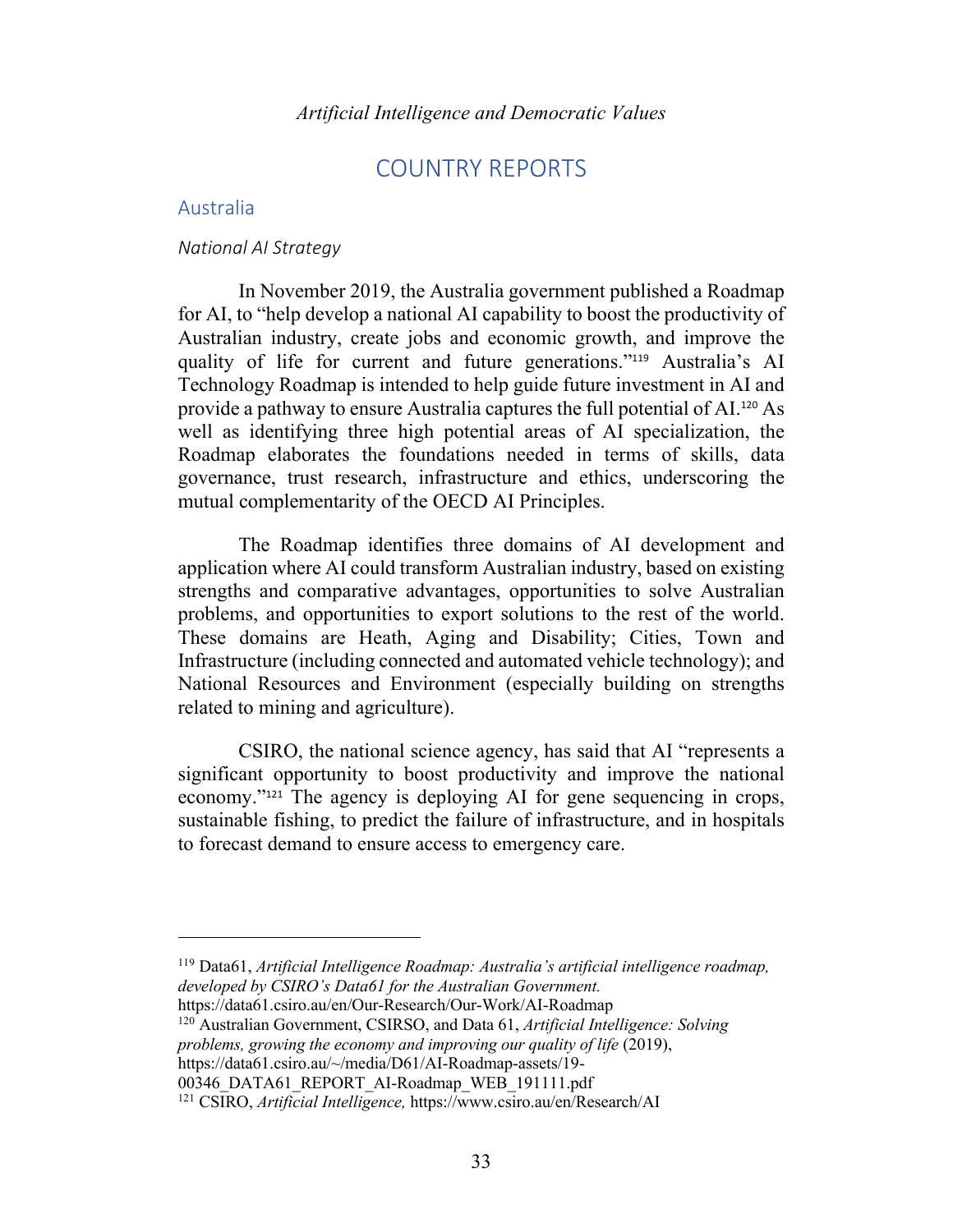# COUNTRY REPORTS

## Australia

### *National AI Strategy*

In November 2019, the Australia government published a Roadmap for AI, to "help develop a national AI capability to boost the productivity of Australian industry, create jobs and economic growth, and improve the quality of life for current and future generations."[119] Australia's AI Technology Roadmap is intended to help guide future investment in AI and provide a pathway to ensure Australia captures the full potential of AI.[120] As well as identifying three high potential areas of AI specialization, the Roadmap elaborates the foundations needed in terms of skills, data governance, trust research, infrastructure and ethics, underscoring the mutual complementarity of the OECD AI Principles.

The Roadmap identifies three domains of AI development and application where AI could transform Australian industry, based on existing strengths and comparative advantages, opportunities to solve Australian problems, and opportunities to export solutions to the rest of the world. These domains are Heath, Aging and Disability; Cities, Town and Infrastructure (including connected and automated vehicle technology); and National Resources and Environment (especially building on strengths related to mining and agriculture).

CSIRO, the national science agency, has said that AI "represents a significant opportunity to boost productivity and improve the national economy."[121] The agency is deploying AI for gene sequencing in crops, sustainable fishing, to predict the failure of infrastructure, and in hospitals to forecast demand to ensure access to emergency care.

---

[119] Data61, *Artificial Intelligence Roadmap: Australia's artificial intelligence roadmap, developed by CSIRO's Data61 for the Australian Government.* https://data61.csiro.au/en/Our-Research/Our-Work/AI-Roadmap

[120] Australian Government, CSIRSO, and Data 61, *Artificial Intelligence: Solving problems, growing the economy and improving our quality of life* (2019), https://data61.csiro.au/~/media/D61/AI-Roadmap-assets/19-00346_DATA61_REPORT_AI-Roadmap_WEB_191111.pdf

[121] CSIRO, *Artificial Intelligence,* https://www.csiro.au/en/Research/AI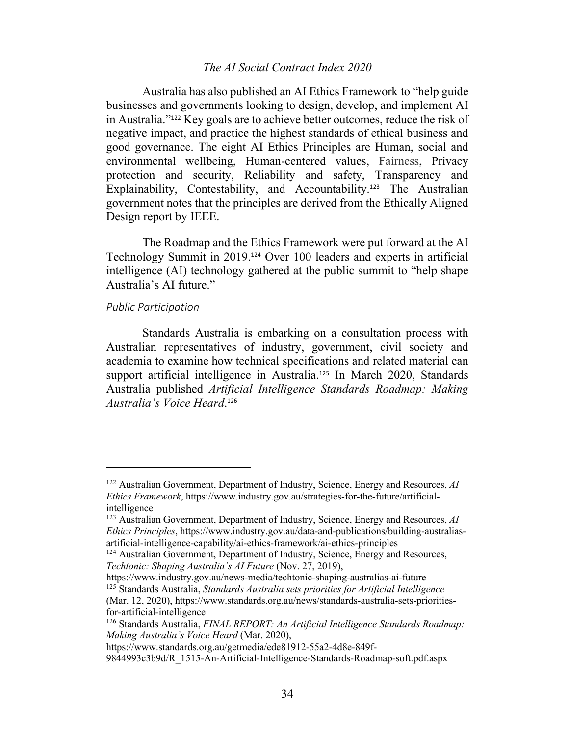Australia has also published an AI Ethics Framework to "help guide businesses and governments looking to design, develop, and implement AI in Australia."[122] Key goals are to achieve better outcomes, reduce the risk of negative impact, and practice the highest standards of ethical business and good governance. The eight AI Ethics Principles are Human, social and environmental wellbeing, Human-centered values, Fairness, Privacy protection and security, Reliability and safety, Transparency and Explainability, Contestability, and Accountability.[123] The Australian government notes that the principles are derived from the Ethically Aligned Design report by IEEE.

The Roadmap and the Ethics Framework were put forward at the AI Technology Summit in 2019.[124] Over 100 leaders and experts in artificial intelligence (AI) technology gathered at the public summit to "help shape Australia's AI future."

*Public Participation*

Standards Australia is embarking on a consultation process with Australian representatives of industry, government, civil society and academia to examine how technical specifications and related material can support artificial intelligence in Australia.[125] In March 2020, Standards Australia published *Artificial Intelligence Standards Roadmap: Making Australia's Voice Heard*.[126]

---

[122] Australian Government, Department of Industry, Science, Energy and Resources, *AI Ethics Framework*, https://www.industry.gov.au/strategies-for-the-future/artificial-intelligence

[123] Australian Government, Department of Industry, Science, Energy and Resources, *AI Ethics Principles*, https://www.industry.gov.au/data-and-publications/building-australias-artificial-intelligence-capability/ai-ethics-framework/ai-ethics-principles

[124] Australian Government, Department of Industry, Science, Energy and Resources, *Techtonic: Shaping Australia's AI Future* (Nov. 27, 2019), https://www.industry.gov.au/news-media/techtonic-shaping-australias-ai-future

[125] Standards Australia, *Standards Australia sets priorities for Artificial Intelligence* (Mar. 12, 2020), https://www.standards.org.au/news/standards-australia-sets-priorities-for-artificial-intelligence

[126] Standards Australia, *FINAL REPORT: An Artificial Intelligence Standards Roadmap: Making Australia's Voice Heard* (Mar. 2020), https://www.standards.org.au/getmedia/ede81912-55a2-4d8e-849f-9844993c3b9d/R_1515-An-Artificial-Intelligence-Standards-Roadmap-soft.pdf.aspx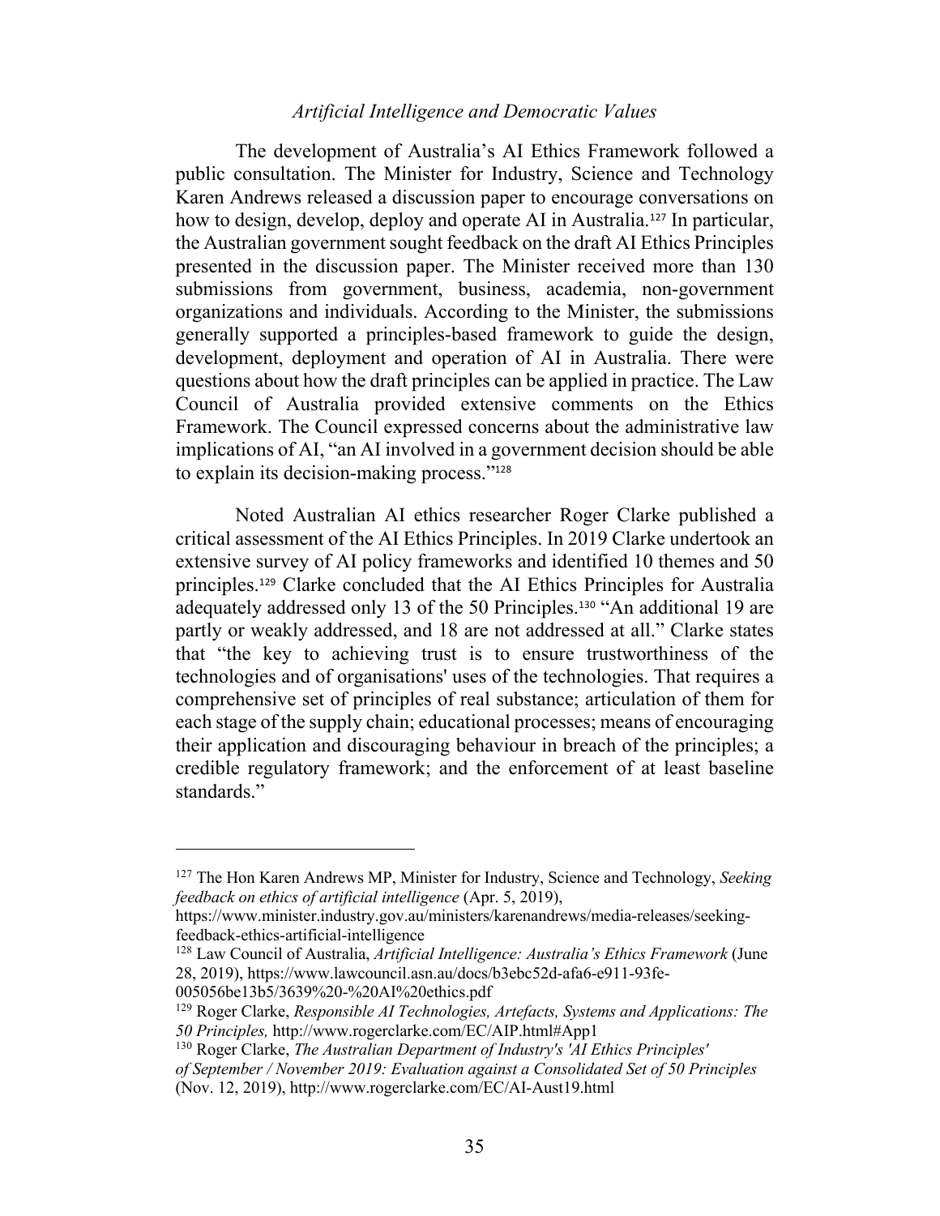The development of Australia's AI Ethics Framework followed a public consultation. The Minister for Industry, Science and Technology Karen Andrews released a discussion paper to encourage conversations on how to design, develop, deploy and operate AI in Australia.[127] In particular, the Australian government sought feedback on the draft AI Ethics Principles presented in the discussion paper. The Minister received more than 130 submissions from government, business, academia, non-government organizations and individuals. According to the Minister, the submissions generally supported a principles-based framework to guide the design, development, deployment and operation of AI in Australia. There were questions about how the draft principles can be applied in practice. The Law Council of Australia provided extensive comments on the Ethics Framework. The Council expressed concerns about the administrative law implications of AI, "an AI involved in a government decision should be able to explain its decision-making process."[128]

Noted Australian AI ethics researcher Roger Clarke published a critical assessment of the AI Ethics Principles. In 2019 Clarke undertook an extensive survey of AI policy frameworks and identified 10 themes and 50 principles.[129] Clarke concluded that the AI Ethics Principles for Australia adequately addressed only 13 of the 50 Principles.[130] "An additional 19 are partly or weakly addressed, and 18 are not addressed at all." Clarke states that "the key to achieving trust is to ensure trustworthiness of the technologies and of organisations' uses of the technologies. That requires a comprehensive set of principles of real substance; articulation of them for each stage of the supply chain; educational processes; means of encouraging their application and discouraging behaviour in breach of the principles; a credible regulatory framework; and the enforcement of at least baseline standards."

---

[127] The Hon Karen Andrews MP, Minister for Industry, Science and Technology, *Seeking feedback on ethics of artificial intelligence* (Apr. 5, 2019), https://www.minister.industry.gov.au/ministers/karenandrews/media-releases/seeking-feedback-ethics-artificial-intelligence

[128] Law Council of Australia, *Artificial Intelligence: Australia's Ethics Framework* (June 28, 2019), https://www.lawcouncil.asn.au/docs/b3ebc52d-afa6-e911-93fe-005056be13b5/3639%20-%20AI%20ethics.pdf

[129] Roger Clarke, *Responsible AI Technologies, Artefacts, Systems and Applications: The 50 Principles,* http://www.rogerclarke.com/EC/AIP.html#App1

[130] Roger Clarke, *The Australian Department of Industry's 'AI Ethics Principles' of September / November 2019: Evaluation against a Consolidated Set of 50 Principles* (Nov. 12, 2019), http://www.rogerclarke.com/EC/AI-Aust19.html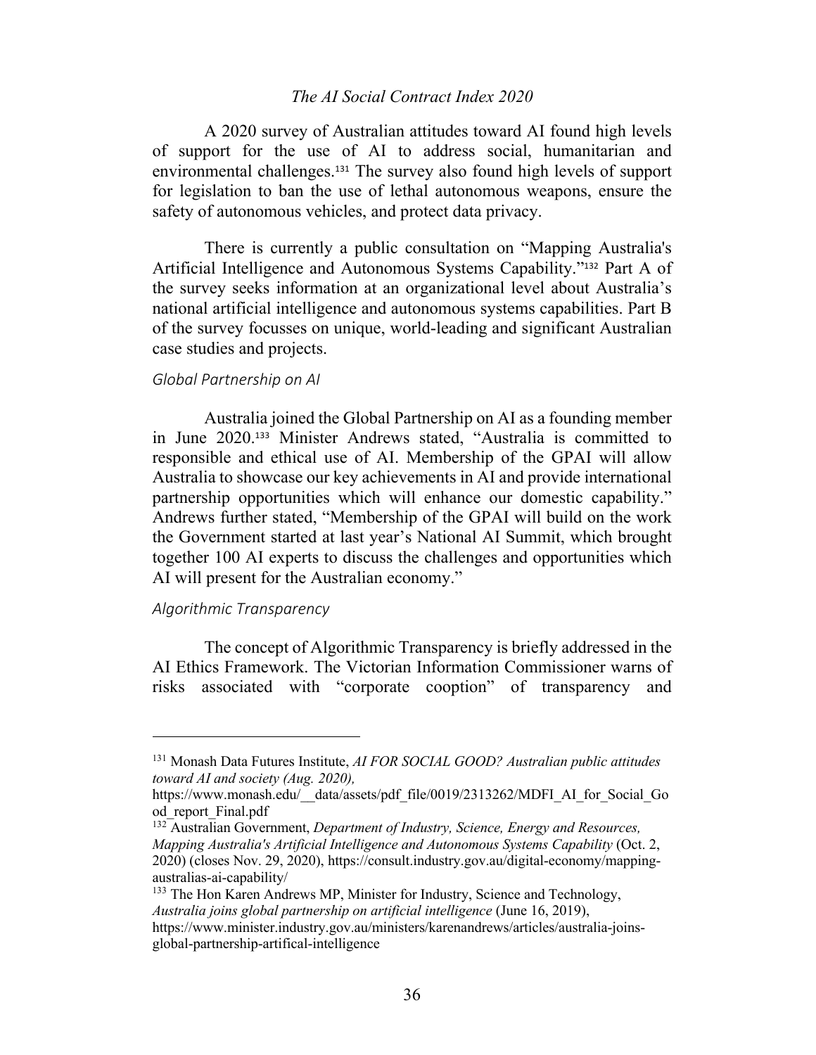A 2020 survey of Australian attitudes toward AI found high levels of support for the use of AI to address social, humanitarian and environmental challenges.[131] The survey also found high levels of support for legislation to ban the use of lethal autonomous weapons, ensure the safety of autonomous vehicles, and protect data privacy.

There is currently a public consultation on "Mapping Australia's Artificial Intelligence and Autonomous Systems Capability."[132] Part A of the survey seeks information at an organizational level about Australia's national artificial intelligence and autonomous systems capabilities. Part B of the survey focusses on unique, world-leading and significant Australian case studies and projects.

### *Global Partnership on AI*

Australia joined the Global Partnership on AI as a founding member in June 2020.[133] Minister Andrews stated, "Australia is committed to responsible and ethical use of AI. Membership of the GPAI will allow Australia to showcase our key achievements in AI and provide international partnership opportunities which will enhance our domestic capability." Andrews further stated, "Membership of the GPAI will build on the work the Government started at last year's National AI Summit, which brought together 100 AI experts to discuss the challenges and opportunities which AI will present for the Australian economy."

### *Algorithmic Transparency*

The concept of Algorithmic Transparency is briefly addressed in the AI Ethics Framework. The Victorian Information Commissioner warns of risks associated with "corporate cooption" of transparency and

---

[131] Monash Data Futures Institute, *AI FOR SOCIAL GOOD? Australian public attitudes toward AI and society (Aug. 2020),* https://www.monash.edu/__data/assets/pdf_file/0019/2313262/MDFI_AI_for_Social_Good_report_Final.pdf

[132] Australian Government, *Department of Industry, Science, Energy and Resources, Mapping Australia's Artificial Intelligence and Autonomous Systems Capability* (Oct. 2, 2020) (closes Nov. 29, 2020), https://consult.industry.gov.au/digital-economy/mapping-australias-ai-capability/

[133] The Hon Karen Andrews MP, Minister for Industry, Science and Technology, *Australia joins global partnership on artificial intelligence* (June 16, 2019), https://www.minister.industry.gov.au/ministers/karenandrews/articles/australia-joins-global-partnership-artifical-intelligence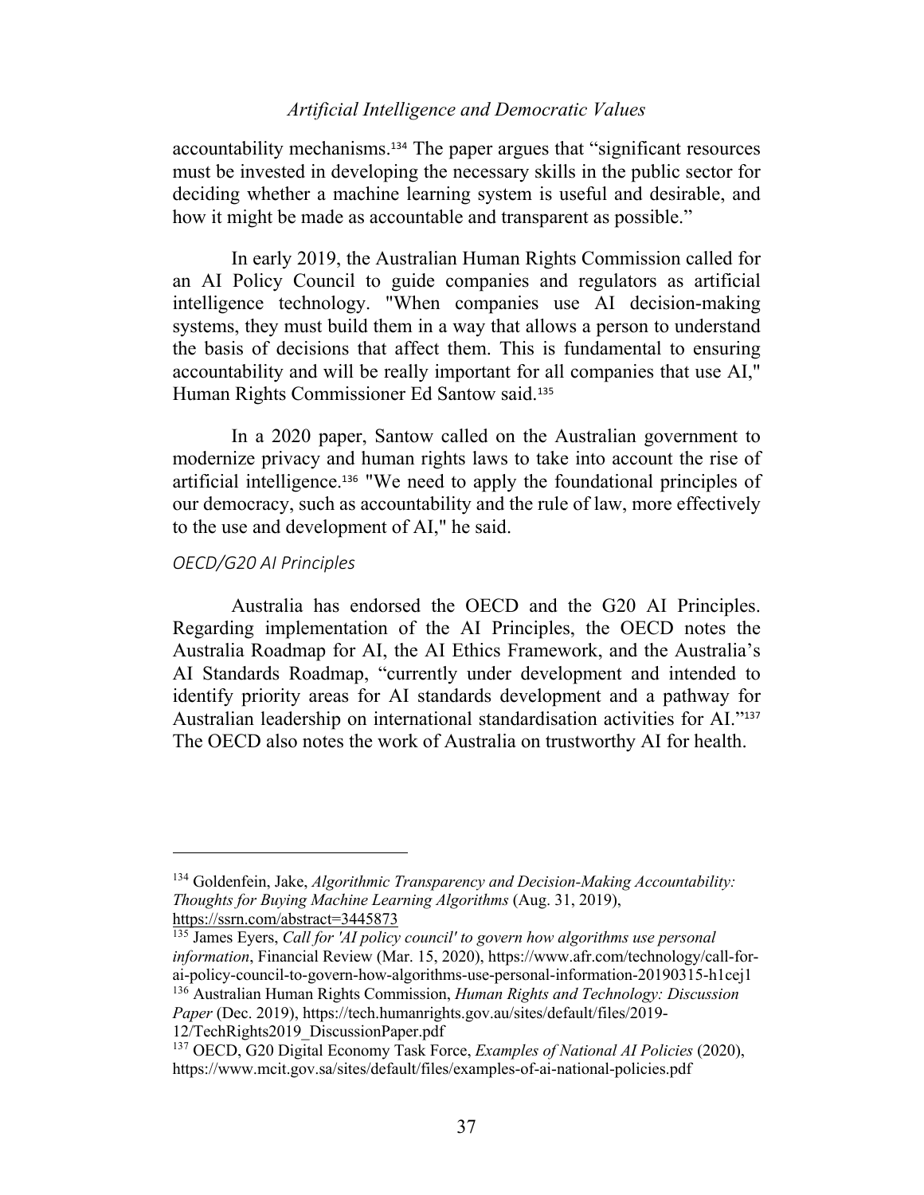accountability mechanisms.[134] The paper argues that "significant resources must be invested in developing the necessary skills in the public sector for deciding whether a machine learning system is useful and desirable, and how it might be made as accountable and transparent as possible."

In early 2019, the Australian Human Rights Commission called for an AI Policy Council to guide companies and regulators as artificial intelligence technology. "When companies use AI decision-making systems, they must build them in a way that allows a person to understand the basis of decisions that affect them. This is fundamental to ensuring accountability and will be really important for all companies that use AI," Human Rights Commissioner Ed Santow said.[135]

In a 2020 paper, Santow called on the Australian government to modernize privacy and human rights laws to take into account the rise of artificial intelligence.[136] "We need to apply the foundational principles of our democracy, such as accountability and the rule of law, more effectively to the use and development of AI," he said.

### *OECD/G20 AI Principles*

Australia has endorsed the OECD and the G20 AI Principles. Regarding implementation of the AI Principles, the OECD notes the Australia Roadmap for AI, the AI Ethics Framework, and the Australia's AI Standards Roadmap, "currently under development and intended to identify priority areas for AI standards development and a pathway for Australian leadership on international standardisation activities for AI."[137] The OECD also notes the work of Australia on trustworthy AI for health.

---

[134] Goldenfein, Jake, *Algorithmic Transparency and Decision-Making Accountability: Thoughts for Buying Machine Learning Algorithms* (Aug. 31, 2019), https://ssrn.com/abstract=3445873

[135] James Eyers, *Call for 'AI policy council' to govern how algorithms use personal information*, Financial Review (Mar. 15, 2020), https://www.afr.com/technology/call-for-ai-policy-council-to-govern-how-algorithms-use-personal-information-20190315-h1cej1

[136] Australian Human Rights Commission, *Human Rights and Technology: Discussion Paper* (Dec. 2019), https://tech.humanrights.gov.au/sites/default/files/2019-12/TechRights2019_DiscussionPaper.pdf

[137] OECD, G20 Digital Economy Task Force, *Examples of National AI Policies* (2020), https://www.mcit.gov.sa/sites/default/files/examples-of-ai-national-policies.pdf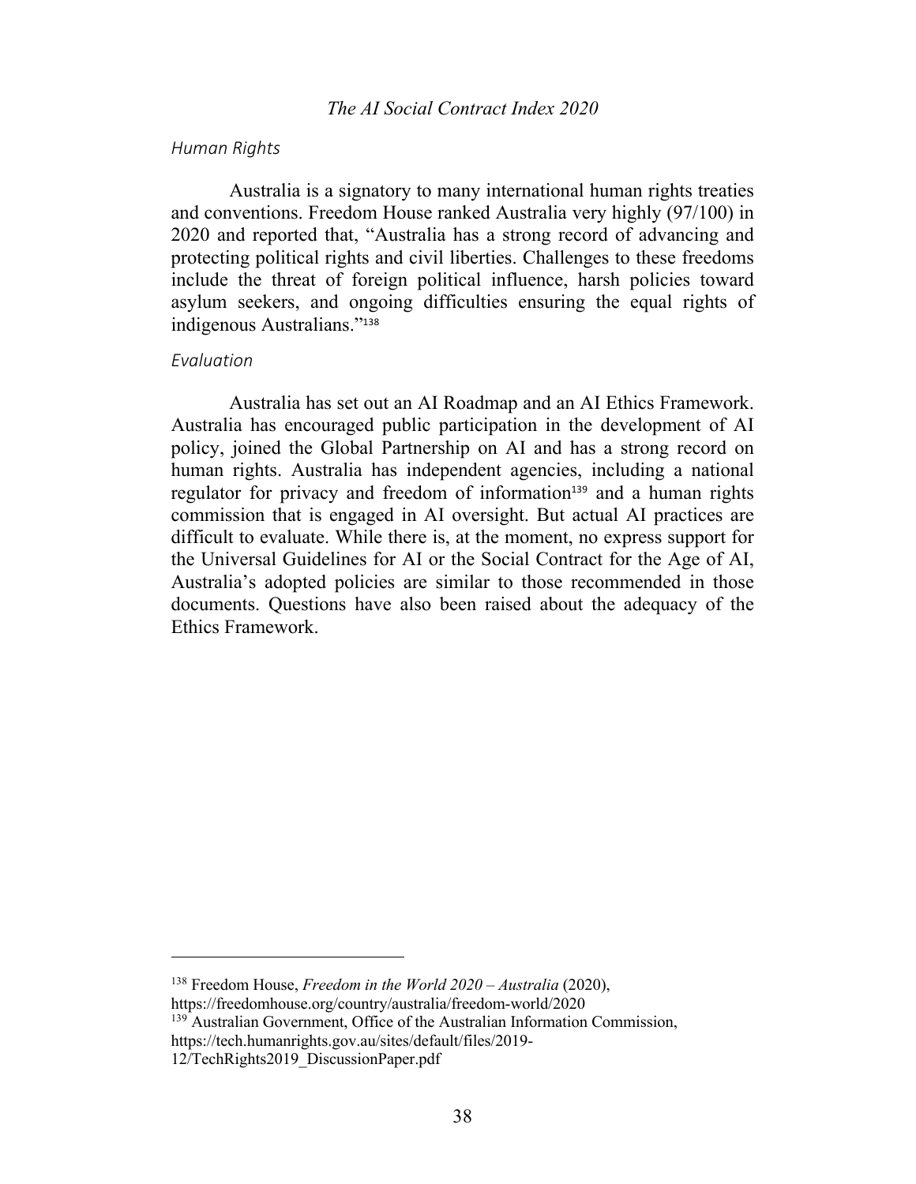### *Human Rights*

Australia is a signatory to many international human rights treaties and conventions. Freedom House ranked Australia very highly (97/100) in 2020 and reported that, "Australia has a strong record of advancing and protecting political rights and civil liberties. Challenges to these freedoms include the threat of foreign political influence, harsh policies toward asylum seekers, and ongoing difficulties ensuring the equal rights of indigenous Australians."[138]

### *Evaluation*

Australia has set out an AI Roadmap and an AI Ethics Framework. Australia has encouraged public participation in the development of AI policy, joined the Global Partnership on AI and has a strong record on human rights. Australia has independent agencies, including a national regulator for privacy and freedom of information[139] and a human rights commission that is engaged in AI oversight. But actual AI practices are difficult to evaluate. While there is, at the moment, no express support for the Universal Guidelines for AI or the Social Contract for the Age of AI, Australia's adopted policies are similar to those recommended in those documents. Questions have also been raised about the adequacy of the Ethics Framework.

---

[138] Freedom House, *Freedom in the World 2020 – Australia* (2020), https://freedomhouse.org/country/australia/freedom-world/2020

[139] Australian Government, Office of the Australian Information Commission, https://tech.humanrights.gov.au/sites/default/files/2019-12/TechRights2019_DiscussionPaper.pdf